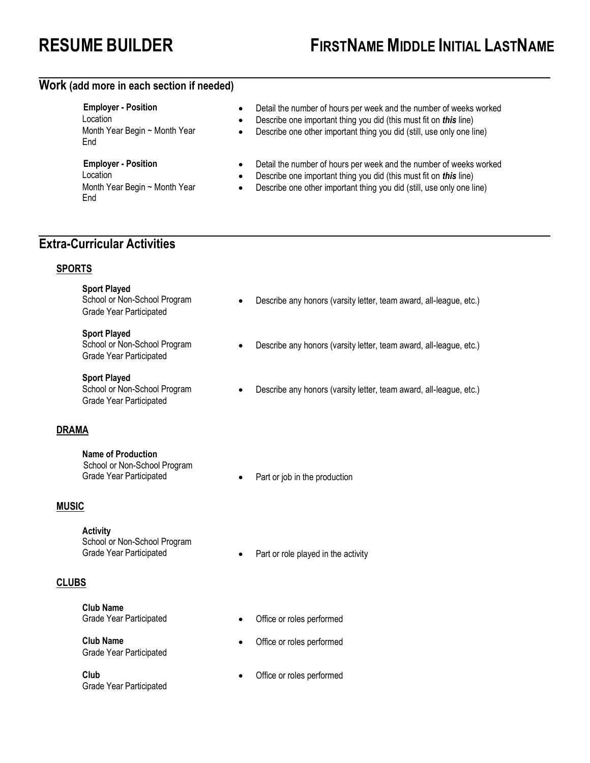# RESUME BUILDER — FIRSTNAME MIDDLE INITIAL LASTNAME

## Work (add more in each section if needed)

**Employer - Position**
Location
Month Year Begin ~ Month Year End

- Detail the number of hours per week and the number of weeks worked
- Describe one important thing you did (this must fit on ***this*** line)
- Describe one other important thing you did (still, use only one line)

**Employer - Position**
Location
Month Year Begin ~ Month Year End

- Detail the number of hours per week and the number of weeks worked
- Describe one important thing you did (this must fit on ***this*** line)
- Describe one other important thing you did (still, use only one line)

## Extra-Curricular Activities

### SPORTS

**Sport Played**
School or Non-School Program
Grade Year Participated

- Describe any honors (varsity letter, team award, all-league, etc.)

**Sport Played**
School or Non-School Program
Grade Year Participated

- Describe any honors (varsity letter, team award, all-league, etc.)

**Sport Played**
School or Non-School Program
Grade Year Participated

- Describe any honors (varsity letter, team award, all-league, etc.)

### DRAMA

**Name of Production**
School or Non-School Program
Grade Year Participated

- Part or job in the production

### MUSIC

**Activity**
School or Non-School Program
Grade Year Participated

- Part or role played in the activity

### CLUBS

**Club Name**
Grade Year Participated

- Office or roles performed

**Club Name**
Grade Year Participated

- Office or roles performed

**Club**
Grade Year Participated

- Office or roles performed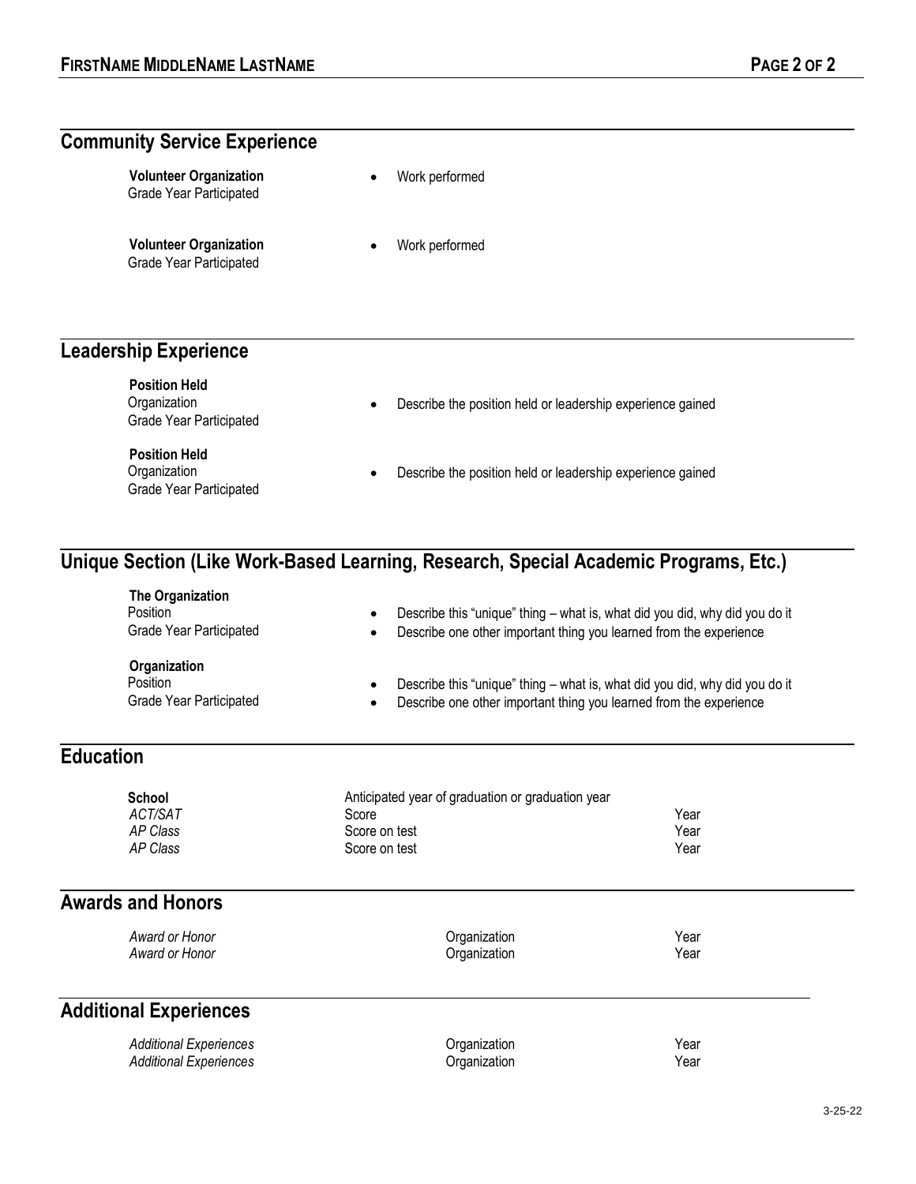## Community Service Experience

**Volunteer Organization**
Grade Year Participated

- Work performed

**Volunteer Organization**
Grade Year Participated

- Work performed

## Leadership Experience

**Position Held**
Organization
Grade Year Participated

- Describe the position held or leadership experience gained

**Position Held**
Organization
Grade Year Participated

- Describe the position held or leadership experience gained

## Unique Section (Like Work-Based Learning, Research, Special Academic Programs, Etc.)

**The Organization**
Position
Grade Year Participated

- Describe this "unique" thing – what is, what did you did, why did you do it
- Describe one other important thing you learned from the experience

**Organization**
Position
Grade Year Participated

- Describe this "unique" thing – what is, what did you did, why did you do it
- Describe one other important thing you learned from the experience

## Education

| | | |
|---|---|---|
| **School** | Anticipated year of graduation or graduation year | |
| *ACT/SAT* | Score | Year |
| *AP Class* | Score on test | Year |
| *AP Class* | Score on test | Year |

## Awards and Honors

| | | |
|---|---|---|
| *Award or Honor* | Organization | Year |
| *Award or Honor* | Organization | Year |

## Additional Experiences

| | | |
|---|---|---|
| *Additional Experiences* | Organization | Year |
| *Additional Experiences* | Organization | Year |

3-25-22